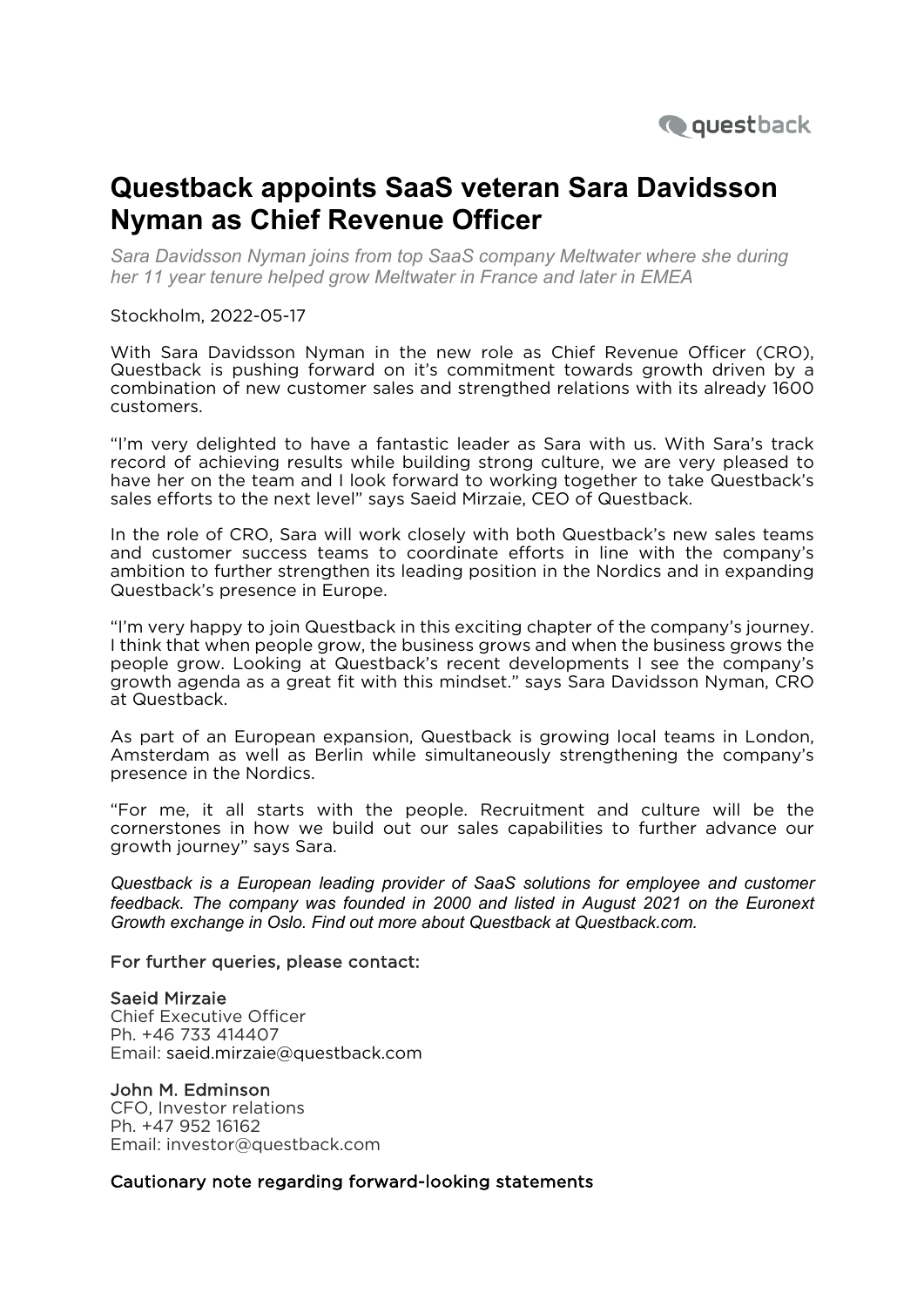# Questback appoints SaaS veteran Sara Davidsson Nyman as Chief Revenue Officer

*Sara Davidsson Nyman joins from top SaaS company Meltwater where she during her 11 year tenure helped grow Meltwater in France and later in EMEA*

Stockholm, 2022-05-17

With Sara Davidsson Nyman in the new role as Chief Revenue Officer (CRO), Questback is pushing forward on it's commitment towards growth driven by a combination of new customer sales and strengthed relations with its already 1600 customers.

"I'm very delighted to have a fantastic leader as Sara with us. With Sara's track record of achieving results while building strong culture, we are very pleased to have her on the team and I look forward to working together to take Questback's sales efforts to the next level" says Saeid Mirzaie, CEO of Questback.

In the role of CRO, Sara will work closely with both Questback's new sales teams and customer success teams to coordinate efforts in line with the company's ambition to further strengthen its leading position in the Nordics and in expanding Questback's presence in Europe.

"I'm very happy to join Questback in this exciting chapter of the company's journey. I think that when people grow, the business grows and when the business grows the people grow. Looking at Questback's recent developments I see the company's growth agenda as a great fit with this mindset." says Sara Davidsson Nyman, CRO at Questback.

As part of an European expansion, Questback is growing local teams in London, Amsterdam as well as Berlin while simultaneously strengthening the company's presence in the Nordics.

"For me, it all starts with the people. Recruitment and culture will be the cornerstones in how we build out our sales capabilities to further advance our growth journey" says Sara.

*Questback is a European leading provider of SaaS solutions for employee and customer feedback. The company was founded in 2000 and listed in August 2021 on the Euronext Growth exchange in Oslo. Find out more about Questback at Questback.com.*

For further queries, please contact:

Saeid Mirzaie
Chief Executive Officer
Ph. +46 733 414407
Email: saeid.mirzaie@questback.com

John M. Edminson
CFO, Investor relations
Ph. +47 952 16162
Email: investor@questback.com

Cautionary note regarding forward-looking statements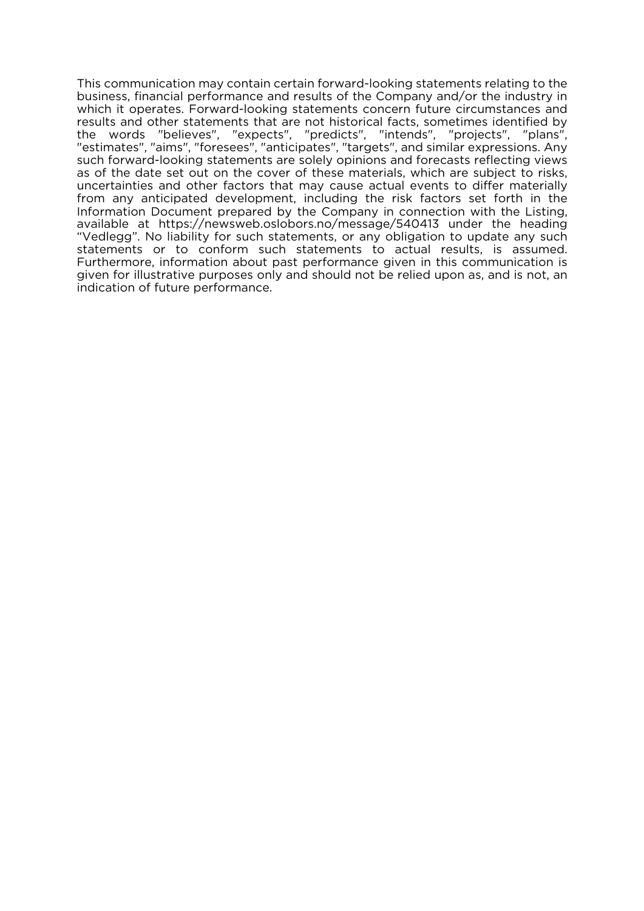This communication may contain certain forward-looking statements relating to the business, financial performance and results of the Company and/or the industry in which it operates. Forward-looking statements concern future circumstances and results and other statements that are not historical facts, sometimes identified by the words "believes", "expects", "predicts", "intends", "projects", "plans", "estimates", "aims", "foresees", "anticipates", "targets", and similar expressions. Any such forward-looking statements are solely opinions and forecasts reflecting views as of the date set out on the cover of these materials, which are subject to risks, uncertainties and other factors that may cause actual events to differ materially from any anticipated development, including the risk factors set forth in the Information Document prepared by the Company in connection with the Listing, available at https://newsweb.oslobors.no/message/540413 under the heading "Vedlegg". No liability for such statements, or any obligation to update any such statements or to conform such statements to actual results, is assumed. Furthermore, information about past performance given in this communication is given for illustrative purposes only and should not be relied upon as, and is not, an indication of future performance.